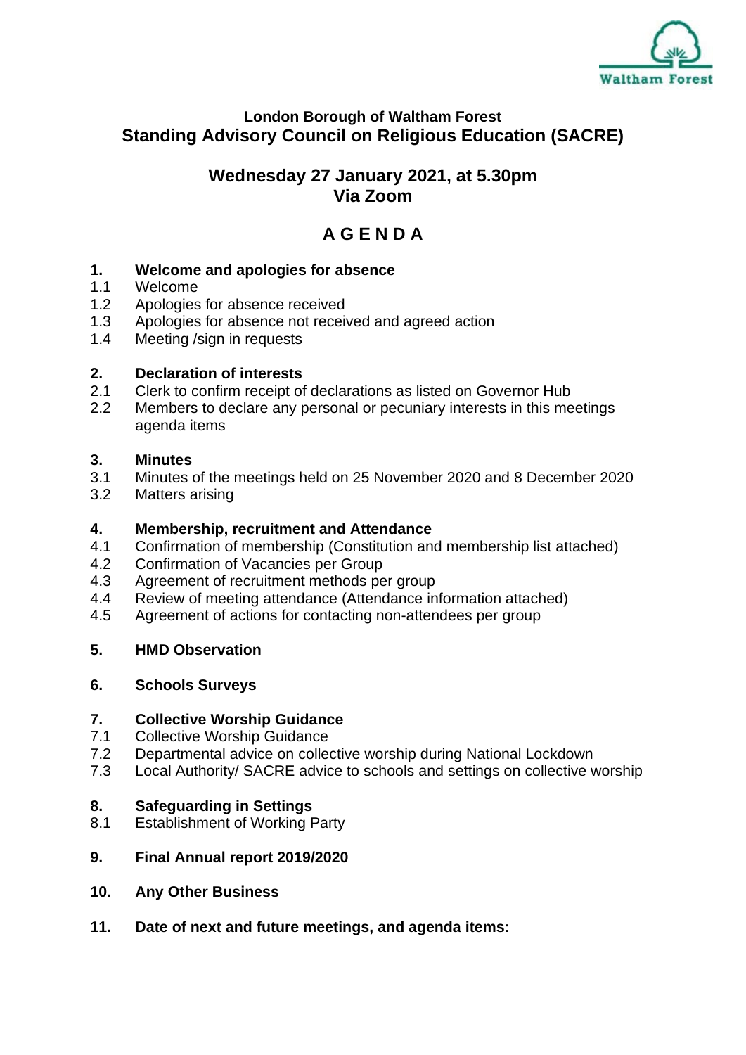Waltham Forest

**London Borough of Waltham Forest**

# Standing Advisory Council on Religious Education (SACRE)

## Wednesday 27 January 2021, at 5.30pm
## Via Zoom

## A G E N D A

**1. Welcome and apologies for absence**

1.1 Welcome
1.2 Apologies for absence received
1.3 Apologies for absence not received and agreed action
1.4 Meeting /sign in requests

**2. Declaration of interests**

2.1 Clerk to confirm receipt of declarations as listed on Governor Hub
2.2 Members to declare any personal or pecuniary interests in this meetings agenda items

**3. Minutes**

3.1 Minutes of the meetings held on 25 November 2020 and 8 December 2020
3.2 Matters arising

**4. Membership, recruitment and Attendance**

4.1 Confirmation of membership (Constitution and membership list attached)
4.2 Confirmation of Vacancies per Group
4.3 Agreement of recruitment methods per group
4.4 Review of meeting attendance (Attendance information attached)
4.5 Agreement of actions for contacting non-attendees per group

**5. HMD Observation**

**6. Schools Surveys**

**7. Collective Worship Guidance**

7.1 Collective Worship Guidance
7.2 Departmental advice on collective worship during National Lockdown
7.3 Local Authority/ SACRE advice to schools and settings on collective worship

**8. Safeguarding in Settings**

8.1 Establishment of Working Party

**9. Final Annual report 2019/2020**

**10. Any Other Business**

**11. Date of next and future meetings, and agenda items:**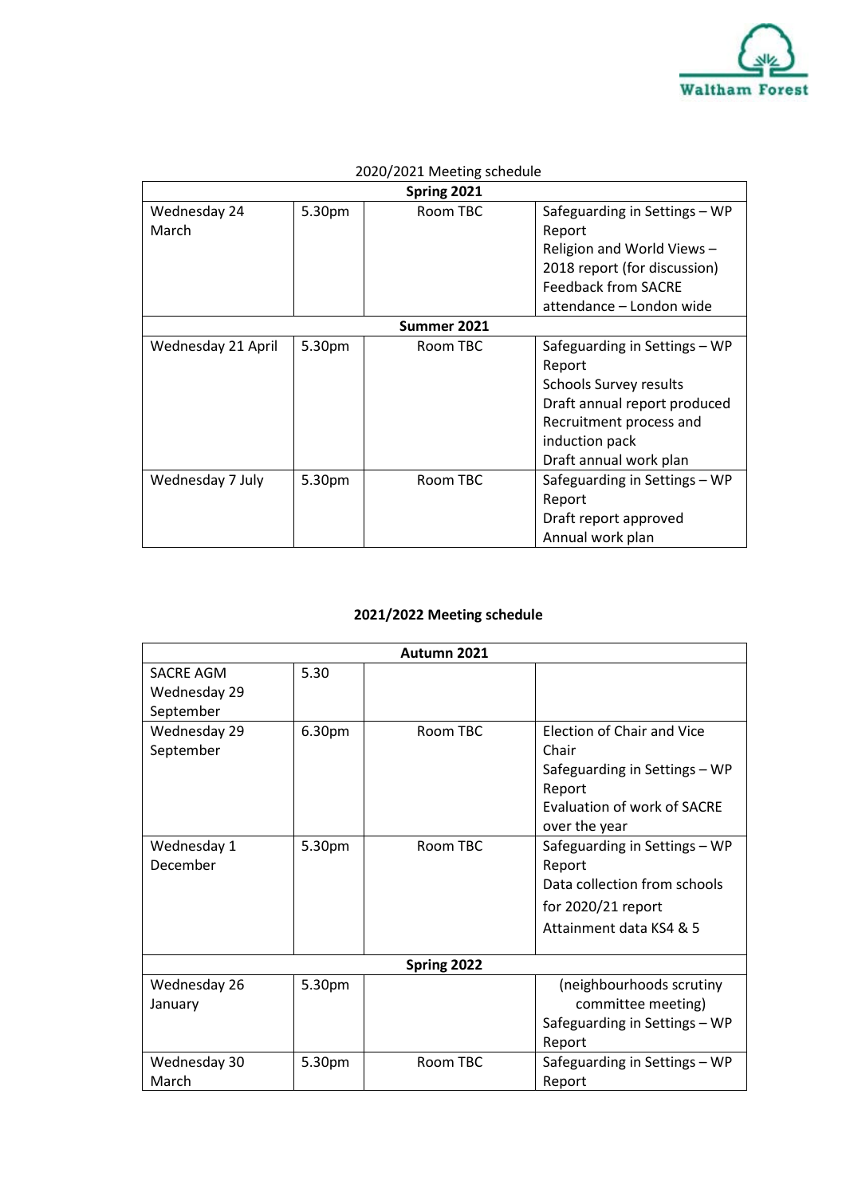2020/2021 Meeting schedule

| Spring 2021 | | | |
|---|---|---|---|
| Wednesday 24 March | 5.30pm | Room TBC | Safeguarding in Settings – WP Report<br>Religion and World Views – 2018 report (for discussion)<br>Feedback from SACRE attendance – London wide |
| **Summer 2021** | | | |
| Wednesday 21 April | 5.30pm | Room TBC | Safeguarding in Settings – WP Report<br>Schools Survey results<br>Draft annual report produced<br>Recruitment process and induction pack<br>Draft annual work plan |
| Wednesday 7 July | 5.30pm | Room TBC | Safeguarding in Settings – WP Report<br>Draft report approved<br>Annual work plan |

**2021/2022 Meeting schedule**

| Autumn 2021 | | | |
|---|---|---|---|
| SACRE AGM Wednesday 29 September | 5.30 | | |
| Wednesday 29 September | 6.30pm | Room TBC | Election of Chair and Vice Chair<br>Safeguarding in Settings – WP Report<br>Evaluation of work of SACRE over the year |
| Wednesday 1 December | 5.30pm | Room TBC | Safeguarding in Settings – WP Report<br>Data collection from schools for 2020/21 report<br>Attainment data KS4 & 5 |
| **Spring 2022** | | | |
| Wednesday 26 January | 5.30pm | | (neighbourhoods scrutiny committee meeting)<br>Safeguarding in Settings – WP Report |
| Wednesday 30 March | 5.30pm | Room TBC | Safeguarding in Settings – WP Report |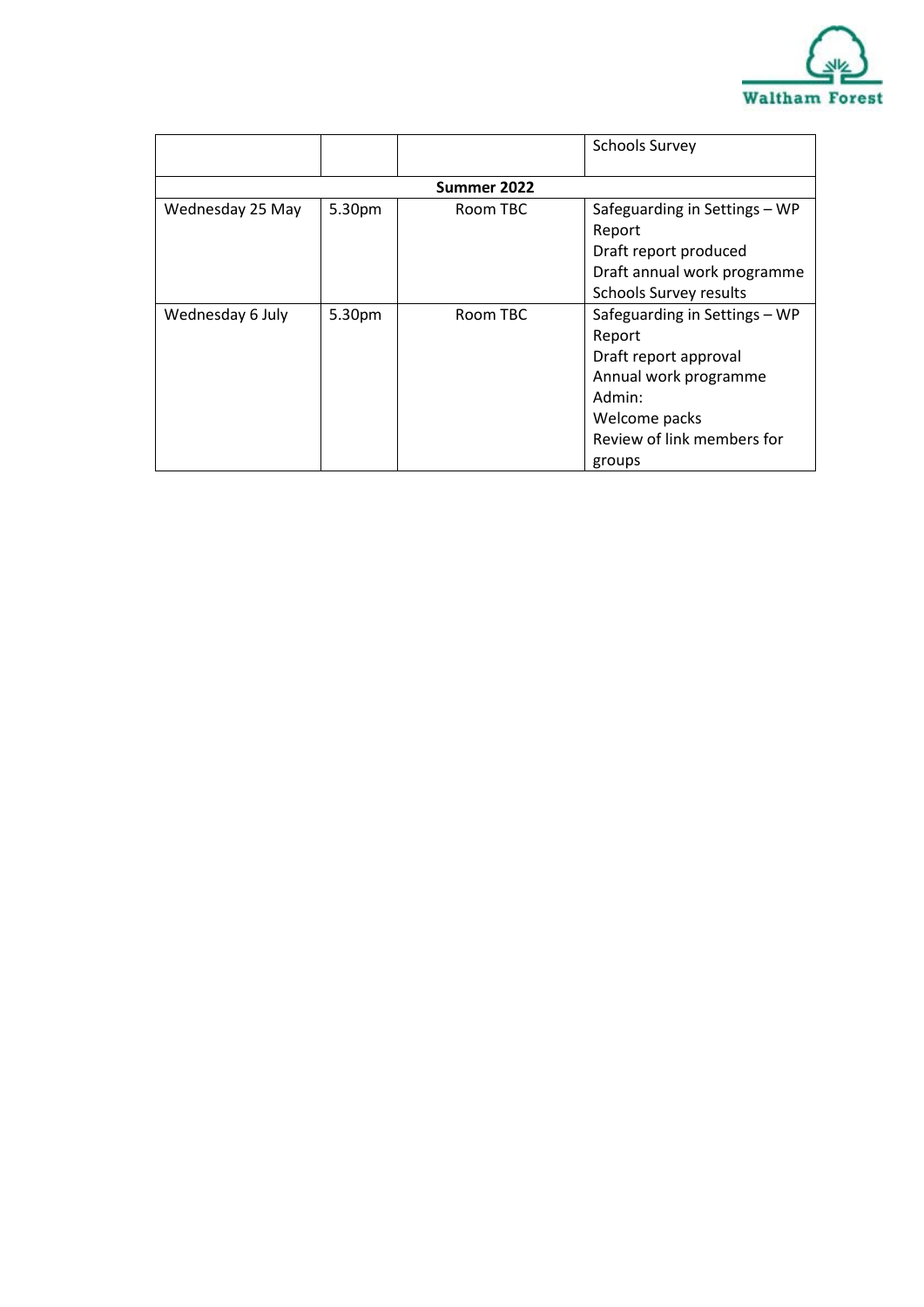| | | | |
|---|---|---|---|
| | | | Schools Survey |
| **Summer 2022** | | | |
| Wednesday 25 May | 5.30pm | Room TBC | Safeguarding in Settings – WP Report<br>Draft report produced<br>Draft annual work programme<br>Schools Survey results |
| Wednesday 6 July | 5.30pm | Room TBC | Safeguarding in Settings – WP Report<br>Draft report approval<br>Annual work programme<br>Admin:<br>Welcome packs<br>Review of link members for groups |